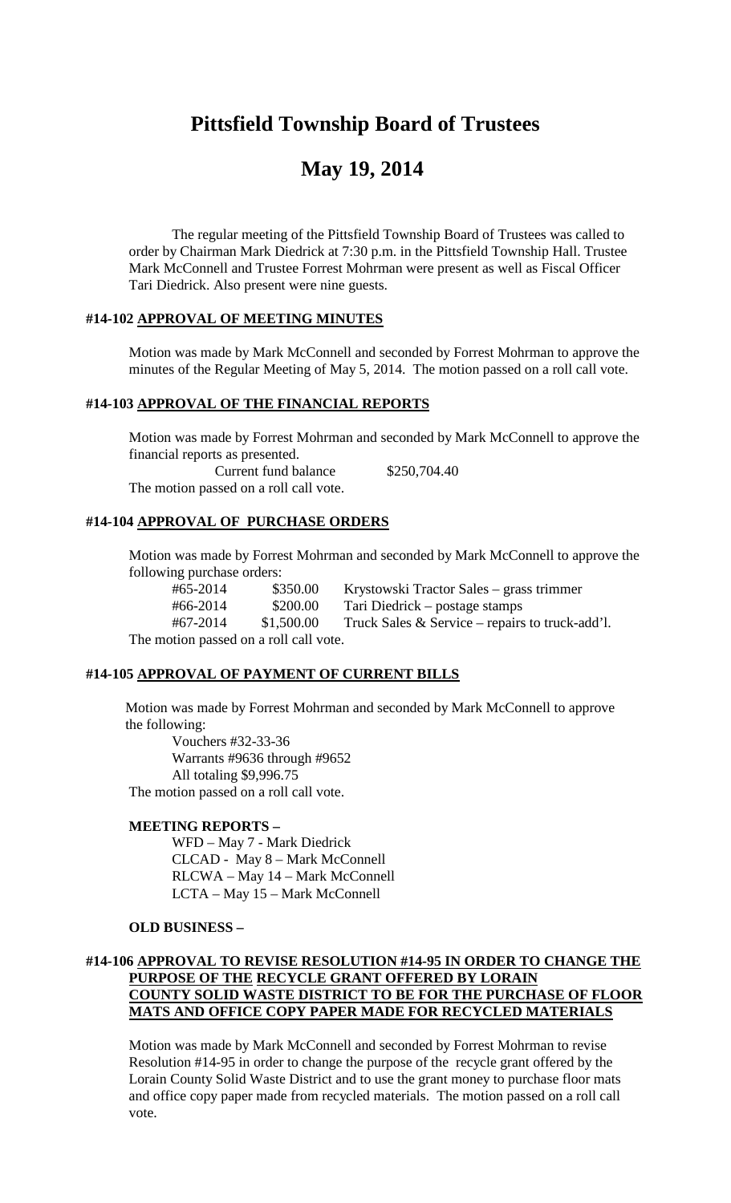# Pittsfield Township Board of Trustees

## May 19, 2014

The regular meeting of the Pittsfield Township Board of Trustees was called to order by Chairman Mark Diedrick at 7:30 p.m. in the Pittsfield Township Hall. Trustee Mark McConnell and Trustee Forrest Mohrman were present as well as Fiscal Officer Tari Diedrick. Also present were nine guests.

### #14-102 APPROVAL OF MEETING MINUTES

Motion was made by Mark McConnell and seconded by Forrest Mohrman to approve the minutes of the Regular Meeting of May 5, 2014. The motion passed on a roll call vote.

### #14-103 APPROVAL OF THE FINANCIAL REPORTS

Motion was made by Forrest Mohrman and seconded by Mark McConnell to approve the financial reports as presented.

Current fund balance $250,704.40

The motion passed on a roll call vote.

### #14-104 APPROVAL OF PURCHASE ORDERS

Motion was made by Forrest Mohrman and seconded by Mark McConnell to approve the following purchase orders:

| | | |
|---|---|---|
| #65-2014 | $350.00 | Krystowski Tractor Sales – grass trimmer |
| #66-2014 | $200.00 | Tari Diedrick – postage stamps |
| #67-2014 | $1,500.00 | Truck Sales & Service – repairs to truck-add'l. |

The motion passed on a roll call vote.

### #14-105 APPROVAL OF PAYMENT OF CURRENT BILLS

Motion was made by Forrest Mohrman and seconded by Mark McConnell to approve the following:

Vouchers #32-33-36
Warrants #9636 through #9652
All totaling $9,996.75

The motion passed on a roll call vote.

### MEETING REPORTS –

WFD – May 7 - Mark Diedrick
CLCAD - May 8 – Mark McConnell
RLCWA – May 14 – Mark McConnell
LCTA – May 15 – Mark McConnell

### OLD BUSINESS –

### #14-106 APPROVAL TO REVISE RESOLUTION #14-95 IN ORDER TO CHANGE THE PURPOSE OF THE RECYCLE GRANT OFFERED BY LORAIN COUNTY SOLID WASTE DISTRICT TO BE FOR THE PURCHASE OF FLOOR MATS AND OFFICE COPY PAPER MADE FOR RECYCLED MATERIALS

Motion was made by Mark McConnell and seconded by Forrest Mohrman to revise Resolution #14-95 in order to change the purpose of the recycle grant offered by the Lorain County Solid Waste District and to use the grant money to purchase floor mats and office copy paper made from recycled materials. The motion passed on a roll call vote.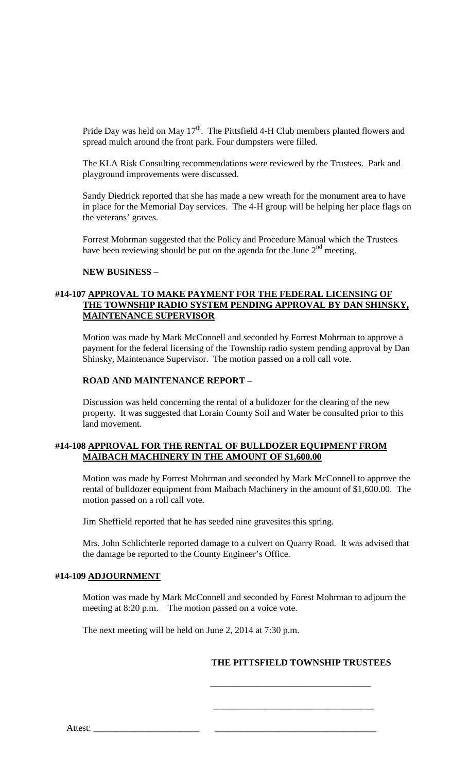Pride Day was held on May 17th. The Pittsfield 4-H Club members planted flowers and spread mulch around the front park. Four dumpsters were filled.

The KLA Risk Consulting recommendations were reviewed by the Trustees. Park and playground improvements were discussed.

Sandy Diedrick reported that she has made a new wreath for the monument area to have in place for the Memorial Day services. The 4-H group will be helping her place flags on the veterans' graves.

Forrest Mohrman suggested that the Policy and Procedure Manual which the Trustees have been reviewing should be put on the agenda for the June 2nd meeting.

**NEW BUSINESS** –

**#14-107 APPROVAL TO MAKE PAYMENT FOR THE FEDERAL LICENSING OF THE TOWNSHIP RADIO SYSTEM PENDING APPROVAL BY DAN SHINSKY, MAINTENANCE SUPERVISOR**

Motion was made by Mark McConnell and seconded by Forrest Mohrman to approve a payment for the federal licensing of the Township radio system pending approval by Dan Shinsky, Maintenance Supervisor. The motion passed on a roll call vote.

**ROAD AND MAINTENANCE REPORT –**

Discussion was held concerning the rental of a bulldozer for the clearing of the new property. It was suggested that Lorain County Soil and Water be consulted prior to this land movement.

**#14-108 APPROVAL FOR THE RENTAL OF BULLDOZER EQUIPMENT FROM MAIBACH MACHINERY IN THE AMOUNT OF $1,600.00**

Motion was made by Forrest Mohrman and seconded by Mark McConnell to approve the rental of bulldozer equipment from Maibach Machinery in the amount of $1,600.00. The motion passed on a roll call vote.

Jim Sheffield reported that he has seeded nine gravesites this spring.

Mrs. John Schlichterle reported damage to a culvert on Quarry Road. It was advised that the damage be reported to the County Engineer's Office.

**#14-109 ADJOURNMENT**

Motion was made by Mark McConnell and seconded by Forest Mohrman to adjourn the meeting at 8:20 p.m. The motion passed on a voice vote.

The next meeting will be held on June 2, 2014 at 7:30 p.m.

**THE PITTSFIELD TOWNSHIP TRUSTEES**

___________________________________

___________________________________

Attest: _______________________ ___________________________________